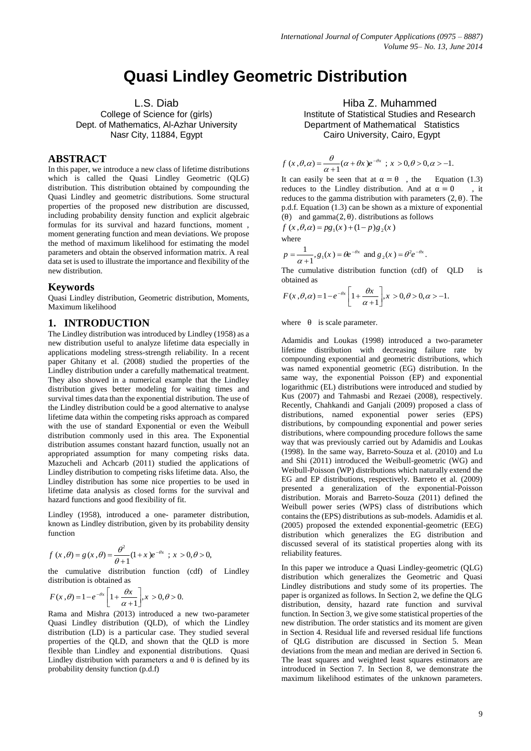# Quasi Lindley Geometric Distribution

L.S. Diab
College of Science for (girls)
Dept. of Mathematics, Al-Azhar University
Nasr City, 11884, Egypt

Hiba Z. Muhammed
Institute of Statistical Studies and Research
Department of Mathematical Statistics
Cairo University, Cairo, Egypt

## ABSTRACT

In this paper, we introduce a new class of lifetime distributions which is called the Quasi Lindley Geometric (QLG) distribution. This distribution obtained by compounding the Quasi Lindley and geometric distributions. Some structural properties of the proposed new distribution are discussed, including probability density function and explicit algebraic formulas for its survival and hazard functions, moment , moment generating function and mean deviations. We propose the method of maximum likelihood for estimating the model parameters and obtain the observed information matrix. A real data set is used to illustrate the importance and flexibility of the new distribution.

## Keywords

Quasi Lindley distribution, Geometric distribution, Moments, Maximum likelihood

## 1. INTRODUCTION

The Lindley distribution was introduced by Lindley (1958) as a new distribution useful to analyze lifetime data especially in applications modeling stress-strength reliability. In a recent paper Ghitany et al. (2008) studied the properties of the Lindley distribution under a carefully mathematical treatment. They also showed in a numerical example that the Lindley distribution gives better modeling for waiting times and survival times data than the exponential distribution. The use of the Lindley distribution could be a good alternative to analyse lifetime data within the competing risks approach as compared with the use of standard Exponential or even the Weibull distribution commonly used in this area. The Exponential distribution assumes constant hazard function, usually not an appropriated assumption for many competing risks data. Mazucheli and Achcarb (2011) studied the applications of Lindley distribution to competing risks lifetime data. Also, the Lindley distribution has some nice properties to be used in lifetime data analysis as closed forms for the survival and hazard functions and good flexibility of fit.

Lindley (1958), introduced a one- parameter distribution, known as Lindley distribution, given by its probability density function

$$f(x,\theta) = g(x,\theta) = \frac{\theta^2}{\theta+1}(1+x)e^{-\theta x} \ ; \ x > 0, \theta > 0,$$

the cumulative distribution function (cdf) of Lindley distribution is obtained as

$$F(x,\theta) = 1 - e^{-\theta x}\left[1 + \frac{\theta x}{\alpha+1}\right], x > 0, \theta > 0.$$

Rama and Mishra (2013) introduced a new two-parameter Quasi Lindley distribution (QLD), of which the Lindley distribution (LD) is a particular case. They studied several properties of the QLD, and shown that the QLD is more flexible than Lindley and exponential distributions. Quasi Lindley distribution with parameters α and θ is defined by its probability density function (p.d.f)

$$f(x,\theta,\alpha) = \frac{\theta}{\alpha+1}(\alpha+\theta x)e^{-\theta x} \ ; \ x > 0, \theta > 0, \alpha > -1.$$

It can easily be seen that at $\alpha = \theta$ , the Equation (1.3) reduces to the Lindley distribution. And at $\alpha = 0$ , it reduces to the gamma distribution with parameters $(2, \theta)$. The p.d.f. Equation (1.3) can be shown as a mixture of exponential $(\theta)$ and gamma$(2, \theta)$. distributions as follows

$$f(x,\theta,\alpha) = p g_1(x) + (1-p) g_2(x)$$

where

$$p = \frac{1}{\alpha+1}, g_1(x) = \theta e^{-\theta x} \text{ and } g_2(x) = \theta^2 e^{-\theta x}.$$

The cumulative distribution function (cdf) of QLD is obtained as

$$F(x,\theta,\alpha) = 1 - e^{-\theta x}\left[1 + \frac{\theta x}{\alpha+1}\right], x > 0, \theta > 0, \alpha > -1.$$

where θ is scale parameter.

Adamidis and Loukas (1998) introduced a two-parameter lifetime distribution with decreasing failure rate by compounding exponential and geometric distributions, which was named exponential geometric (EG) distribution. In the same way, the exponential Poisson (EP) and exponential logarithmic (EL) distributions were introduced and studied by Kus (2007) and Tahmasbi and Rezaei (2008), respectively. Recently, Chahkandi and Ganjali (2009) proposed a class of distributions, named exponential power series (EPS) distributions, by compounding exponential and power series distributions, where compounding procedure follows the same way that was previously carried out by Adamidis and Loukas (1998). In the same way, Barreto-Souza et al. (2010) and Lu and Shi (2011) introduced the Weibull-geometric (WG) and Weibull-Poisson (WP) distributions which naturally extend the EG and EP distributions, respectively. Barreto et al. (2009) presented a generalization of the exponential-Poisson distribution. Morais and Barreto-Souza (2011) defined the Weibull power series (WPS) class of distributions which contains the (EPS) distributions as sub-models. Adamidis et al. (2005) proposed the extended exponential-geometric (EEG) distribution which generalizes the EG distribution and discussed several of its statistical properties along with its reliability features.

In this paper we introduce a Quasi Lindley-geometric (QLG) distribution which generalizes the Geometric and Quasi Lindley distributions and study some of its properties. The paper is organized as follows. In Section 2, we define the QLG distribution, density, hazard rate function and survival function. In Section 3, we give some statistical properties of the new distribution. The order statistics and its moment are given in Section 4. Residual life and reversed residual life functions of QLG distribution are discussed in Section 5. Mean deviations from the mean and median are derived in Section 6. The least squares and weighted least squares estimators are introduced in Section 7. In Section 8, we demonstrate the maximum likelihood estimates of the unknown parameters.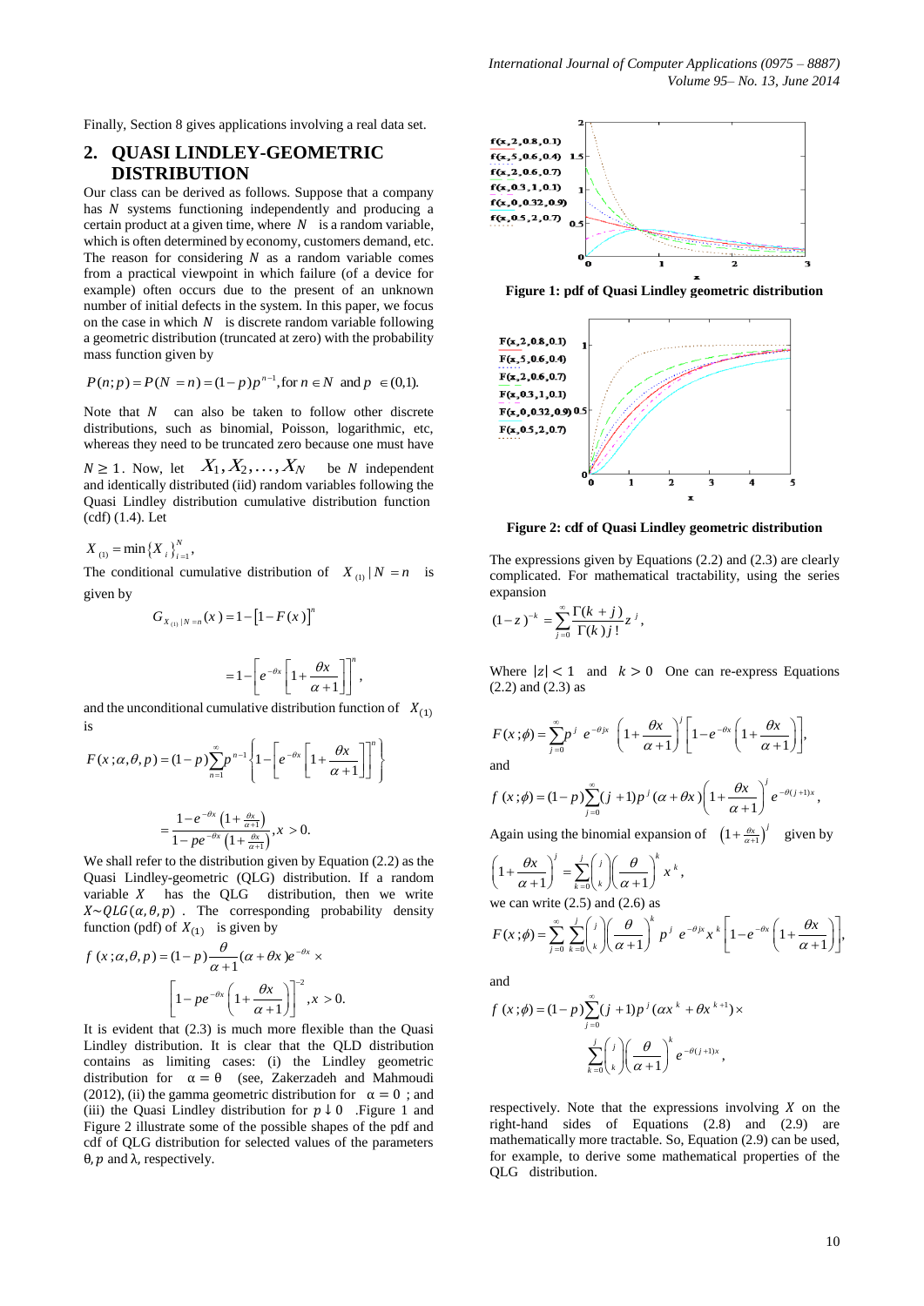Finally, Section 8 gives applications involving a real data set.

## 2. QUASI LINDLEY-GEOMETRIC DISTRIBUTION

Our class can be derived as follows. Suppose that a company has $N$ systems functioning independently and producing a certain product at a given time, where $N$ is a random variable, which is often determined by economy, customers demand, etc. The reason for considering $N$ as a random variable comes from a practical viewpoint in which failure (of a device for example) often occurs due to the present of an unknown number of initial defects in the system. In this paper, we focus on the case in which $N$ is discrete random variable following a geometric distribution (truncated at zero) with the probability mass function given by

$$P(n;p) = P(N = n) = (1-p)p^{n-1}, \text{for } n \in N \text{ and } p \in (0,1).$$

Note that $N$ can also be taken to follow other discrete distributions, such as binomial, Poisson, logarithmic, etc, whereas they need to be truncated zero because one must have $N \geq 1$. Now, let $X_1, X_2, \ldots, X_N$ be $N$ independent and identically distributed (iid) random variables following the Quasi Lindley distribution cumulative distribution function (cdf) (1.4). Let

$$X_{(1)} = \min\{X_i\}_{i=1}^{N},$$

The conditional cumulative distribution of $X_{(1)} \mid N = n$ is given by

$$G_{X_{(1)}|N=n}(x) = 1 - [1 - F(x)]^n$$

$$= 1 - \left[ e^{-\theta x} \left[ 1 + \frac{\theta x}{\alpha + 1} \right] \right]^n,$$

and the unconditional cumulative distribution function of $X_{(1)}$ is

$$F(x;\alpha,\theta,p) = (1-p)\sum_{n=1}^{\infty} p^{n-1} \left\{ 1 - \left[ e^{-\theta x} \left[ 1 + \frac{\theta x}{\alpha+1} \right] \right]^n \right\}$$

$$= \frac{1 - e^{-\theta x}\left(1 + \frac{\theta x}{\alpha+1}\right)}{1 - pe^{-\theta x}\left(1 + \frac{\theta x}{\alpha+1}\right)}, x > 0.$$

We shall refer to the distribution given by Equation (2.2) as the Quasi Lindley-geometric (QLG) distribution. If a random variable $X$ has the QLG distribution, then we write $X \sim QLG(\alpha, \theta, p)$. The corresponding probability density function (pdf) of $X_{(1)}$ is given by

$$f(x;\alpha,\theta,p) = (1-p)\frac{\theta}{\alpha+1}(\alpha + \theta x)e^{-\theta x} \times \left[ 1 - pe^{-\theta x}\left( 1 + \frac{\theta x}{\alpha+1} \right) \right]^{-2}, x > 0.$$

It is evident that (2.3) is much more flexible than the Quasi Lindley distribution. It is clear that the QLD distribution contains as limiting cases: (i) the Lindley geometric distribution for $\alpha = \theta$ (see, Zakerzadeh and Mahmoudi (2012), (ii) the gamma geometric distribution for $\alpha = 0$ ; and (iii) the Quasi Lindley distribution for $p \downarrow 0$ .Figure 1 and Figure 2 illustrate some of the possible shapes of the pdf and cdf of QLG distribution for selected values of the parameters $\theta, p$ and $\lambda$, respectively.

**Figure 1: pdf of Quasi Lindley geometric distribution**

**Figure 2: cdf of Quasi Lindley geometric distribution**

The expressions given by Equations (2.2) and (2.3) are clearly complicated. For mathematical tractability, using the series expansion

$$(1-z)^{-k} = \sum_{j=0}^{\infty} \frac{\Gamma(k+j)}{\Gamma(k)\, j!} z^j,$$

Where $|z| < 1$ and $k > 0$ One can re-express Equations (2.2) and (2.3) as

$$F(x;\phi) = \sum_{j=0}^{\infty} p^j\, e^{-\theta jx} \left( 1 + \frac{\theta x}{\alpha+1} \right)^j \left[ 1 - e^{-\theta x}\left( 1 + \frac{\theta x}{\alpha+1} \right) \right],$$

and

$$f(x;\phi) = (1-p)\sum_{j=0}^{\infty} (j+1)p^j(\alpha + \theta x)\left( 1 + \frac{\theta x}{\alpha+1} \right)^j e^{-\theta(j+1)x},$$

Again using the binomial expansion of $\left(1 + \frac{\theta x}{\alpha+1}\right)^j$ given by

$$\left( 1 + \frac{\theta x}{\alpha+1} \right)^j = \sum_{k=0}^{j} \binom{j}{k} \left( \frac{\theta}{\alpha+1} \right)^k x^k,$$

we can write (2.5) and (2.6) as

$$F(x;\phi) = \sum_{j=0}^{\infty}\sum_{k=0}^{j} \binom{j}{k}\left( \frac{\theta}{\alpha+1} \right)^k p^j\, e^{-\theta jx} x^k \left[ 1 - e^{-\theta x}\left( 1 + \frac{\theta x}{\alpha+1} \right) \right],$$

and

$$f(x;\phi) = (1-p)\sum_{j=0}^{\infty} (j+1)p^j(\alpha x^k + \theta x^{k+1}) \times \sum_{k=0}^{j} \binom{j}{k}\left( \frac{\theta}{\alpha+1} \right)^k e^{-\theta(j+1)x},$$

respectively. Note that the expressions involving $X$ on the right-hand sides of Equations (2.8) and (2.9) are mathematically more tractable. So, Equation (2.9) can be used, for example, to derive some mathematical properties of the QLG distribution.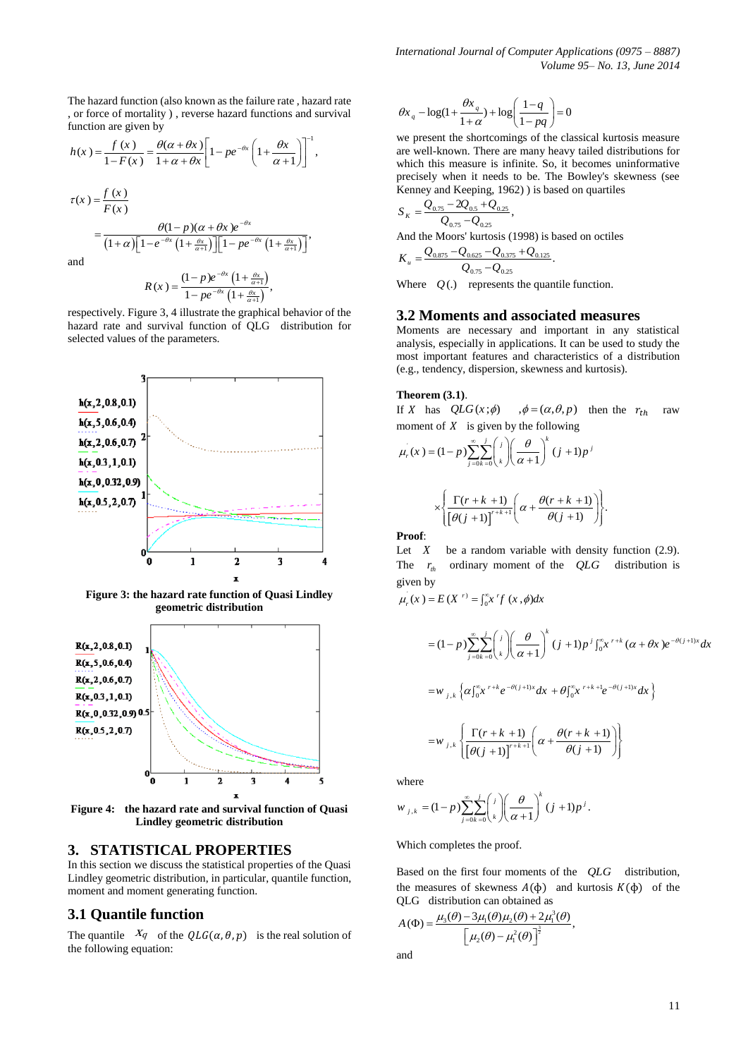The hazard function (also known as the failure rate , hazard rate , or force of mortality ) , reverse hazard functions and survival function are given by

$$h(x) = \frac{f(x)}{1-F(x)} = \frac{\theta(\alpha+\theta x)}{1+\alpha+\theta x}\left[1-pe^{-\theta x}\left(1+\frac{\theta x}{\alpha+1}\right)\right]^{-1},$$

$$\tau(x) = \frac{f(x)}{F(x)}$$

$$= \frac{\theta(1-p)(\alpha+\theta x)e^{-\theta x}}{(1+\alpha)\left[1-e^{-\theta x}\left(1+\frac{\theta x}{\alpha+1}\right)\right]\left[1-pe^{-\theta x}\left(1+\frac{\theta x}{\alpha+1}\right)\right]},$$

and

$$R(x) = \frac{(1-p)e^{-\theta x}\left(1+\frac{\theta x}{\alpha+1}\right)}{1-pe^{-\theta x}\left(1+\frac{\theta x}{\alpha+1}\right)},$$

respectively. Figure 3, 4 illustrate the graphical behavior of the hazard rate and survival function of QLG distribution for selected values of the parameters.

**Figure 3: the hazard rate function of Quasi Lindley geometric distribution**

**Figure 4: the hazard rate and survival function of Quasi Lindley geometric distribution**

## 3. STATISTICAL PROPERTIES

In this section we discuss the statistical properties of the Quasi Lindley geometric distribution, in particular, quantile function, moment and moment generating function.

### 3.1 Quantile function

The quantile $x_q$ of the $QLG(\alpha,\theta,p)$ is the real solution of the following equation:

$$\theta x_q - \log\left(1+\frac{\theta x_q}{1+\alpha}\right) + \log\left(\frac{1-q}{1-pq}\right) = 0$$

we present the shortcomings of the classical kurtosis measure are well-known. There are many heavy tailed distributions for which this measure is infinite. So, it becomes uninformative precisely when it needs to be. The Bowley's skewness (see Kenney and Keeping, 1962) ) is based on quartiles

$$S_K = \frac{Q_{0.75} - 2Q_{0.5} + Q_{0.25}}{Q_{0.75} - Q_{0.25}},$$

And the Moors' kurtosis (1998) is based on octiles

$$K_u = \frac{Q_{0.875} - Q_{0.625} - Q_{0.375} + Q_{0.125}}{Q_{0.75} - Q_{0.25}}.$$

Where $Q(.)$ represents the quantile function.

### 3.2 Moments and associated measures

Moments are necessary and important in any statistical analysis, especially in applications. It can be used to study the most important features and characteristics of a distribution (e.g., tendency, dispersion, skewness and kurtosis).

**Theorem (3.1)**.

If $X$ has $QLG(x;\phi)$ $,\phi = (\alpha,\theta,p)$ then the $r_{th}$ raw moment of $X$ is given by the following

$$\mu_r(x) = (1-p)\sum_{j=0}^{\infty}\sum_{k=0}^{j}\binom{j}{k}\left(\frac{\theta}{\alpha+1}\right)^k (j+1)p^j$$

$$\times\left\{\frac{\Gamma(r+k+1)}{\left[\theta(j+1)\right]^{r+k+1}}\left(\alpha+\frac{\theta(r+k+1)}{\theta(j+1)}\right)\right\}.$$

**Proof**:

Let $X$ be a random variable with density function (2.9). The $r_{th}$ ordinary moment of the $QLG$ distribution is given by

$$\mu_r(x) = E(X^r) = \int_0^{\infty} x^r f(x,\phi)dx$$

$$= (1-p)\sum_{j=0}^{\infty}\sum_{k=0}^{j}\binom{j}{k}\left(\frac{\theta}{\alpha+1}\right)^k (j+1)p^j \int_0^{\infty} x^{r+k}(\alpha+\theta x)e^{-\theta(j+1)x}dx$$

$$= w_{j,k}\left\{\alpha\int_0^{\infty} x^{r+k}e^{-\theta(j+1)x}dx + \theta\int_0^{\infty} x^{r+k+1}e^{-\theta(j+1)x}dx\right\}$$

$$= w_{j,k}\left\{\frac{\Gamma(r+k+1)}{\left[\theta(j+1)\right]^{r+k+1}}\left(\alpha+\frac{\theta(r+k+1)}{\theta(j+1)}\right)\right\}$$

where

$$w_{j,k} = (1-p)\sum_{j=0}^{\infty}\sum_{k=0}^{j}\binom{j}{k}\left(\frac{\theta}{\alpha+1}\right)^k (j+1)p^j.$$

Which completes the proof.

Based on the first four moments of the $QLG$ distribution, the measures of skewness $A(\Phi)$ and kurtosis $K(\Phi)$ of the QLG distribution can obtained as

$$A(\Phi) = \frac{\mu_3(\theta) - 3\mu_1(\theta)\mu_2(\theta) + 2\mu_1^3(\theta)}{\left[\mu_2(\theta) - \mu_1^2(\theta)\right]^{\frac{3}{2}}},$$

and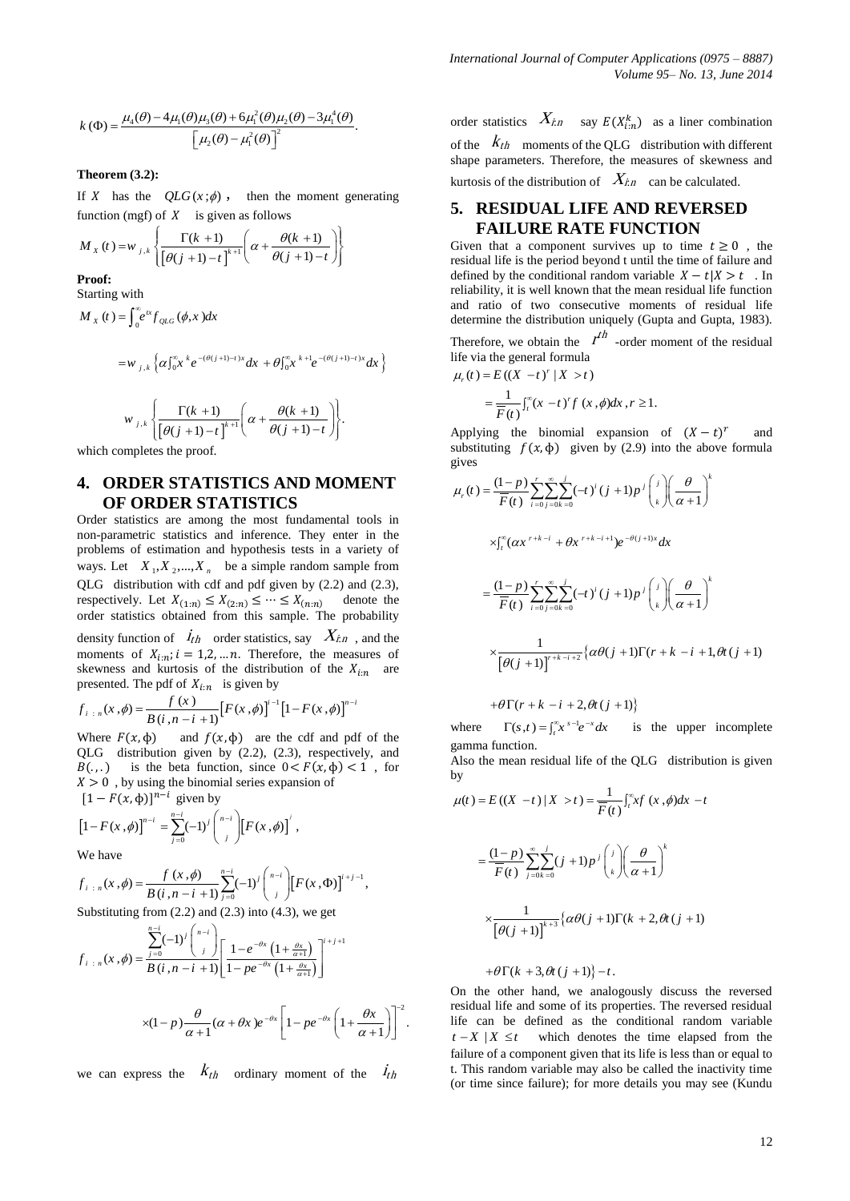$$k(\Phi) = \frac{\mu_4(\theta) - 4\mu_1(\theta)\mu_3(\theta) + 6\mu_1^2(\theta)\mu_2(\theta) - 3\mu_1^4(\theta)}{\left[\mu_2(\theta) - \mu_1^2(\theta)\right]^2}.$$

**Theorem (3.2):**

If $X$ has the $QLG(x;\phi)$, then the moment generating function (mgf) of $X$ is given as follows

$$M_X(t) = w_{j,k}\left\{\frac{\Gamma(k+1)}{\left[\theta(j+1)-t\right]^{k+1}}\left(\alpha + \frac{\theta(k+1)}{\theta(j+1)-t}\right)\right\}$$

**Proof:**

Starting with

$$M_X(t) = \int_0^\infty e^{tx} f_{QLG}(\phi, x)dx$$

$$= w_{j,k}\left\{\alpha\int_0^\infty x^k e^{-(\theta(j+1)-t)x}dx + \theta\int_0^\infty x^{k+1}e^{-(\theta(j+1)-t)x}dx\right\}$$

$$w_{j,k}\left\{\frac{\Gamma(k+1)}{\left[\theta(j+1)-t\right]^{k+1}}\left(\alpha + \frac{\theta(k+1)}{\theta(j+1)-t}\right)\right\}.$$

which completes the proof.

## 4. ORDER STATISTICS AND MOMENT OF ORDER STATISTICS

Order statistics are among the most fundamental tools in non-parametric statistics and inference. They enter in the problems of estimation and hypothesis tests in a variety of ways. Let $X_1, X_2, ..., X_n$ be a simple random sample from QLG distribution with cdf and pdf given by (2.2) and (2.3), respectively. Let $X_{(1:n)} \le X_{(2:n)} \le \cdots \le X_{(n:n)}$ denote the order statistics obtained from this sample. The probability density function of $i_{th}$ order statistics, say $X_{i:n}$, and the moments of $X_{i:n}; i = 1,2,...n$. Therefore, the measures of skewness and kurtosis of the distribution of the $X_{i:n}$ are presented. The pdf of $X_{i:n}$ is given by

$$f_{i:n}(x,\phi) = \frac{f(x)}{B(i,n-i+1)}\left[F(x,\phi)\right]^{i-1}\left[1-F(x,\phi)\right]^{n-i}$$

Where $F(x,\phi)$ and $f(x,\phi)$ are the cdf and pdf of the QLG distribution given by (2.2), (2.3), respectively, and $B(.,.)$ is the beta function, since $0 < F(x,\phi) < 1$, for $X > 0$, by using the binomial series expansion of $[1-F(x,\phi)]^{n-i}$ given by

$$\left[1-F(x,\phi)\right]^{n-i} = \sum_{j=0}^{n-i}(-1)^j\binom{n-i}{j}\left[F(x,\phi)\right]^j,$$

We have

$$f_{i:n}(x,\phi) = \frac{f(x,\phi)}{B(i,n-i+1)}\sum_{j=0}^{n-i}(-1)^j\binom{n-i}{j}\left[F(x,\Phi)\right]^{i+j-1},$$

Substituting from (2.2) and (2.3) into (4.3), we get

$$f_{i:n}(x,\phi) = \frac{\sum_{j=0}^{n-i}(-1)^j\binom{n-i}{j}}{B(i,n-i+1)}\left[\frac{1-e^{-\theta x}\left(1+\frac{\theta x}{\alpha+1}\right)}{1-pe^{-\theta x}\left(1+\frac{\theta x}{\alpha+1}\right)}\right]^{i+j+1}$$

$$\times(1-p)\frac{\theta}{\alpha+1}(\alpha+\theta x)e^{-\theta x}\left[1-pe^{-\theta x}\left(1+\frac{\theta x}{\alpha+1}\right)\right]^{-2}.$$

we can express the $k_{th}$ ordinary moment of the $i_{th}$ order statistics $X_{i:n}$ say $E(X_{i:n}^k)$ as a liner combination of the $k_{th}$ moments of the QLG distribution with different shape parameters. Therefore, the measures of skewness and kurtosis of the distribution of $X_{i:n}$ can be calculated.

## 5. RESIDUAL LIFE AND REVERSED FAILURE RATE FUNCTION

Given that a component survives up to time $t \ge 0$, the residual life is the period beyond t until the time of failure and defined by the conditional random variable $X - t | X > t$. In reliability, it is well known that the mean residual life function and ratio of two consecutive moments of residual life determine the distribution uniquely (Gupta and Gupta, 1983). Therefore, we obtain the $r^{th}$-order moment of the residual life via the general formula

$$\mu_r(t) = E((X-t)^r | X > t)$$

$$= \frac{1}{\overline{F}(t)}\int_t^\infty (x-t)^r f(x,\phi)dx, r \ge 1.$$

Applying the binomial expansion of $(X-t)^r$ and substituting $f(x,\phi)$ given by (2.9) into the above formula gives

$$\mu_r(t) = \frac{(1-p)}{\overline{F}(t)}\sum_{i=0}^{r}\sum_{j=0}^{\infty}\sum_{k=0}^{j}(-t)^i(j+1)p^j\binom{j}{k}\left(\frac{\theta}{\alpha+1}\right)^k$$

$$\times\int_t^\infty(\alpha x^{r+k-i} + \theta x^{r+k-i+1})e^{-\theta(j+1)x}dx$$

$$= \frac{(1-p)}{\overline{F}(t)}\sum_{i=0}^{r}\sum_{j=0}^{\infty}\sum_{k=0}^{j}(-t)^i(j+1)p^j\binom{j}{k}\left(\frac{\theta}{\alpha+1}\right)^k$$

$$\times\frac{1}{\left[\theta(j+1)\right]^{r+k-i+2}}\left\{\alpha\theta(j+1)\Gamma(r+k-i+1,\theta t(j+1)\right.$$

$$\left.+\theta\Gamma(r+k-i+2,\theta t(j+1)\right\}$$

where $\Gamma(s,t) = \int_t^\infty x^{s-1}e^{-x}dx$ is the upper incomplete gamma function.

Also the mean residual life of the QLG distribution is given by

$$\mu(t) = E((X-t)|X>t) = \frac{1}{\overline{F}(t)}\int_t^\infty xf(x,\phi)dx - t$$

$$= \frac{(1-p)}{\overline{F}(t)}\sum_{j=0}^{\infty}\sum_{k=0}^{j}(j+1)p^j\binom{j}{k}\left(\frac{\theta}{\alpha+1}\right)^k$$

$$\times\frac{1}{\left[\theta(j+1)\right]^{k+3}}\left\{\alpha\theta(j+1)\Gamma(k+2,\theta t(j+1)\right.$$

$$\left.+\theta\Gamma(k+3,\theta t(j+1)\right\} - t.$$

On the other hand, we analogously discuss the reversed residual life and some of its properties. The reversed residual life can be defined as the conditional random variable $t - X | X \le t$ which denotes the time elapsed from the failure of a component given that its life is less than or equal to t. This random variable may also be called the inactivity time (or time since failure); for more details you may see (Kundu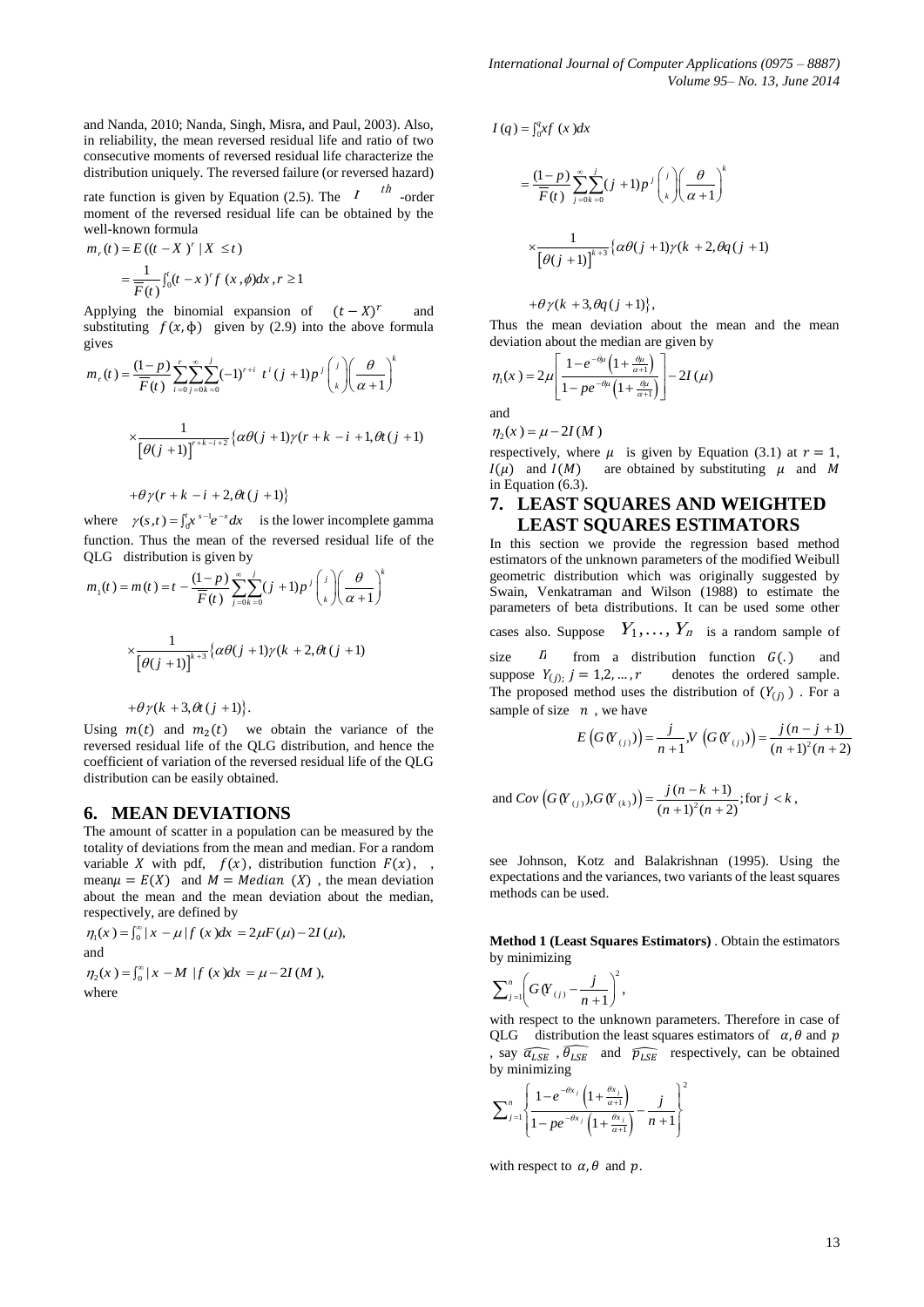and Nanda, 2010; Nanda, Singh, Misra, and Paul, 2003). Also, in reliability, the mean reversed residual life and ratio of two consecutive moments of reversed residual life characterize the distribution uniquely. The reversed failure (or reversed hazard) rate function is given by Equation (2.5). The $r^{th}$ -order moment of the reversed residual life can be obtained by the well-known formula

$$m_r(t) = E((t-X)^r \mid X \le t)$$

$$= \frac{1}{\overline{F}(t)} \int_0^t (t-x)^r f(x,\phi) dx, r \ge 1$$

Applying the binomial expansion of $(t-X)^r$ and substituting $f(x,\phi)$ given by (2.9) into the above formula gives

$$m_r(t) = \frac{(1-p)}{\overline{F}(t)} \sum_{i=0}^{r} \sum_{j=0}^{\infty} \sum_{k=0}^{j} (-1)^{r+i} t^i (j+1) p^j \binom{j}{k} \left(\frac{\theta}{\alpha+1}\right)^k$$

$$\times \frac{1}{\left[\theta(j+1)\right]^{r+k-i+2}} \left\{ \alpha\theta(j+1)\gamma(r+k-i+1, \theta t(j+1)) \right.$$

$$\left. + \theta\gamma(r+k-i+2, \theta t(j+1)) \right\}$$

where $\gamma(s,t) = \int_0^t x^{s-1} e^{-x} dx$ is the lower incomplete gamma function. Thus the mean of the reversed residual life of the QLG distribution is given by

$$m_1(t) = m(t) = t - \frac{(1-p)}{\overline{F}(t)} \sum_{j=0}^{\infty} \sum_{k=0}^{j} (j+1) p^j \binom{j}{k} \left(\frac{\theta}{\alpha+1}\right)^k$$

$$\times \frac{1}{\left[\theta(j+1)\right]^{k+3}} \left\{ \alpha\theta(j+1)\gamma(k+2, \theta t(j+1)) \right.$$

$$\left. + \theta\gamma(k+3, \theta t(j+1)) \right\}.$$

Using $m(t)$ and $m_2(t)$ we obtain the variance of the reversed residual life of the QLG distribution, and hence the coefficient of variation of the reversed residual life of the QLG distribution can be easily obtained.

## 6. MEAN DEVIATIONS

The amount of scatter in a population can be measured by the totality of deviations from the mean and median. For a random variable $X$ with pdf, $f(x)$, distribution function $F(x)$, , mean$\mu = E(X)$ and $M = Median\ (X)$ , the mean deviation about the mean and the mean deviation about the median, respectively, are defined by

$$\eta_1(x) = \int_0^\infty |x-\mu| f(x) dx = 2\mu F(\mu) - 2I(\mu),$$

and

$$\eta_2(x) = \int_0^\infty |x-M| f(x) dx = \mu - 2I(M),$$

where

$$I(q) = \int_0^q x f(x) dx$$

$$= \frac{(1-p)}{\overline{F}(t)} \sum_{j=0}^{\infty} \sum_{k=0}^{j} (j+1) p^j \binom{j}{k} \left(\frac{\theta}{\alpha+1}\right)^k$$

$$\times \frac{1}{\left[\theta(j+1)\right]^{k+3}} \left\{ \alpha\theta(j+1)\gamma(k+2, \theta q(j+1)) \right.$$

$$\left. + \theta\gamma(k+3, \theta q(j+1)) \right\},$$

Thus the mean deviation about the mean and the mean deviation about the median are given by

$$\eta_1(x) = 2\mu \left[ \frac{1 - e^{-\theta\mu}\left(1 + \frac{\theta\mu}{\alpha+1}\right)}{1 - pe^{-\theta\mu}\left(1 + \frac{\theta\mu}{\alpha+1}\right)} \right] - 2I(\mu)$$

and

$$\eta_2(x) = \mu - 2I(M)$$

respectively, where $\mu$ is given by Equation (3.1) at $r = 1$, $I(\mu)$ and $I(M)$ are obtained by substituting $\mu$ and $M$ in Equation (6.3).

## 7. LEAST SQUARES AND WEIGHTED LEAST SQUARES ESTIMATORS

In this section we provide the regression based method estimators of the unknown parameters of the modified Weibull geometric distribution which was originally suggested by Swain, Venkatraman and Wilson (1988) to estimate the parameters of beta distributions. It can be used some other cases also. Suppose $Y_1, \ldots, Y_n$ is a random sample of size $n$ from a distribution function $G(.)$ and suppose $Y_{(j)}; j = 1,2,\ldots,r$ denotes the ordered sample. The proposed method uses the distribution of $(Y_{(j)})$ . For a sample of size $n$ , we have

$$E\left(G(Y_{(j)})\right) = \frac{j}{n+1}, V\left(G(Y_{(j)})\right) = \frac{j(n-j+1)}{(n+1)^2(n+2)}$$

$$\text{and } Cov\left(G(Y_{(j)}), G(Y_{(k)})\right) = \frac{j(n-k+1)}{(n+1)^2(n+2)}; \text{for } j < k,$$

see Johnson, Kotz and Balakrishnan (1995). Using the expectations and the variances, two variants of the least squares methods can be used.

**Method 1 (Least Squares Estimators)** . Obtain the estimators by minimizing

$$\sum_{j=1}^{n} \left( G(Y_{(j)} - \frac{j}{n+1} \right)^2,$$

with respect to the unknown parameters. Therefore in case of QLG distribution the least squares estimators of $\alpha, \theta$ and $p$ , say $\widehat{\alpha_{LSE}}$ , $\widehat{\theta_{LSE}}$ and $\widehat{p_{LSE}}$ respectively, can be obtained by minimizing

$$\sum_{j=1}^{n} \left\{ \frac{1 - e^{-\theta x_j}\left(1 + \frac{\theta x_j}{\alpha+1}\right)}{1 - pe^{-\theta x_j}\left(1 + \frac{\theta x_j}{\alpha+1}\right)} - \frac{j}{n+1} \right\}^2$$

with respect to $\alpha, \theta$ and $p$.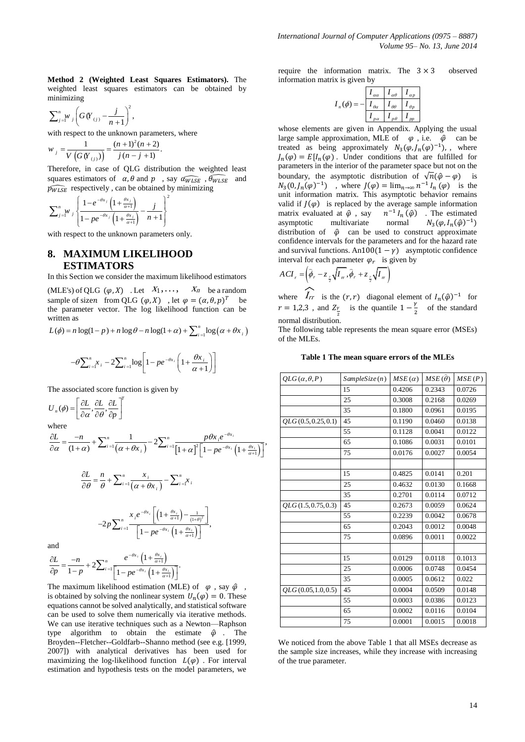**Method 2 (Weighted Least Squares Estimators).** The weighted least squares estimators can be obtained by minimizing

$$\sum_{j=1}^{n} w_j \left( G(Y_{(j)}) - \frac{j}{n+1} \right)^2,$$

with respect to the unknown parameters, where

$$w_j = \frac{1}{V\left(G(Y_{(j)})\right)} = \frac{(n+1)^2(n+2)}{j(n-j+1)}.$$

Therefore, in case of QLG distribution the weighted least squares estimators of $\alpha, \theta$ and $p$, say $\widehat{\alpha_{WLSE}}$, $\widehat{\theta_{WLSE}}$ and $\widehat{p_{WLSE}}$ respectively, can be obtained by minimizing

$$\sum_{j=1}^{n} w_j \left\{ \frac{1 - e^{-\theta x_j}\left(1 + \frac{\theta x_j}{\alpha+1}\right)}{1 - p e^{-\theta x_j}\left(1 + \frac{\theta x_j}{\alpha+1}\right)} - \frac{j}{n+1} \right\}^2$$

with respect to the unknown parameters only.

# 8. MAXIMUM LIKELIHOOD ESTIMATORS

In this Section we consider the maximum likelihood estimators (MLE's) of QLG $(\varphi, X)$. Let $X_1, \ldots, X_n$ be a random sample of size $n$ from QLG $(\varphi, X)$, let $\varphi = (\alpha, \theta, p)^T$ be the parameter vector. The log likelihood function can be written as

$$L(\phi) = n\log(1-p) + n\log\theta - n\log(1+\alpha) + \sum_{i=1}^{n}\log\left(\alpha + \theta x_i\right)$$

$$-\theta\sum_{i=1}^{n} x_i - 2\sum_{i=1}^{n}\log\left[1 - p e^{-\theta x_i}\left(1 + \frac{\theta x_i}{\alpha+1}\right)\right]$$

The associated score function is given by

$$U_n(\phi) = \left[\frac{\partial L}{\partial \alpha}, \frac{\partial L}{\partial \theta}, \frac{\partial L}{\partial p}\right]^T$$

where

$$\frac{\partial L}{\partial \alpha} = \frac{-n}{(1+\alpha)} + \sum_{i=1}^{n}\frac{1}{(\alpha + \theta x_i)} - 2\sum_{i=1}^{n}\frac{p\theta x_i e^{-\theta x_i}}{\left[1+\alpha\right]^2\left[1 - p e^{-\theta x_i}\left(1 + \frac{\theta x_i}{\alpha+1}\right)\right]},$$

$$\frac{\partial L}{\partial \theta} = \frac{n}{\theta} + \sum_{i=1}^{n}\frac{x_i}{(\alpha + \theta x_i)} - \sum_{i=1}^{n} x_i$$

$$-2p\sum_{i=1}^{n}\frac{x_i e^{-\theta x_i}\left[\left(1 + \frac{\theta x_i}{\alpha+1}\right) - \frac{1}{(1+\theta)^2}\right]}{\left[1 - p e^{-\theta x_i}\left(1 + \frac{\theta x_i}{\alpha+1}\right)\right]},$$

and

$$\frac{\partial L}{\partial p} = \frac{-n}{1-p} + 2\sum_{i=1}^{n}\frac{e^{-\theta x_i}\left(1 + \frac{\theta x_i}{\alpha+1}\right)}{\left[1 - p e^{-\theta x_i}\left(1 + \frac{\theta x_i}{\alpha+1}\right)\right]}.$$

The maximum likelihood estimation (MLE) of $\varphi$, say $\hat{\varphi}$, is obtained by solving the nonlinear system $U_n(\varphi) = 0$. These equations cannot be solved analytically, and statistical software can be used to solve them numerically via iterative methods. We can use iterative techniques such as a Newton—Raphson type algorithm to obtain the estimate $\hat{\varphi}$. The Broyden--Fletcher--Goldfarb--Shanno method (see e.g. [1999, 2007]) with analytical derivatives has been used for maximizing the log-likelihood function $L(\varphi)$. For interval estimation and hypothesis tests on the model parameters, we require the information matrix. The $3 \times 3$ observed information matrix is given by

$$I_n(\phi) = -\begin{bmatrix} I_{\alpha\alpha} & I_{\alpha\theta} & I_{\alpha p} \\ I_{\theta\alpha} & I_{\theta\theta} & I_{\theta p} \\ I_{p\alpha} & I_{p\theta} & I_{pp} \end{bmatrix}$$

whose elements are given in Appendix. Applying the usual large sample approximation, MLE of $\varphi$, i.e. $\hat{\varphi}$ can be treated as being approximately $N_3(\varphi, J_n(\varphi)^{-1})$, where $J_n(\varphi) = E[I_n(\varphi)]$. Under conditions that are fulfilled for parameters in the interior of the parameter space but not on the boundary, the asymptotic distribution of $\sqrt{n}(\hat{\varphi} - \varphi)$ is $N_3(0, J_n(\varphi)^{-1})$, where $J(\varphi) = \lim_{n\to\infty} n^{-1} I_n(\varphi)$ is the unit information matrix. This asymptotic behavior remains valid if $J(\varphi)$ is replaced by the average sample information matrix evaluated at $\hat{\varphi}$, say $n^{-1} I_n(\hat{\varphi})$. The estimated asymptotic multivariate normal $N_3(\varphi, I_n(\hat{\varphi})^{-1})$ distribution of $\hat{\varphi}$ can be used to construct approximate confidence intervals for the parameters and for the hazard rate and survival functions. An $100(1-\gamma)$ asymptotic confidence interval for each parameter $\varphi_r$ is given by

$$ACI_r = \left(\hat{\phi}_r - z_{\frac{\gamma}{2}}\sqrt{\hat{I}_{rr}}, \hat{\phi}_r + z_{\frac{\gamma}{2}}\sqrt{\hat{I}_{rr}}\right)$$

where $\widehat{I_{rr}}$ is the $(r,r)$ diagonal element of $I_n(\hat{\varphi})^{-1}$ for $r = 1,2,3$, and $Z_{\frac{\gamma}{2}}$ is the quantile $1 - \frac{\gamma}{2}$ of the standard normal distribution.

The following table represents the mean square error (MSEs) of the MLEs.

**Table 1 The mean square errors of the MLEs**

| $QLG(\alpha,\theta,P)$ | $SampleSize(n)$ | $MSE(\alpha)$ | $MSE(\hat{\theta})$ | $MSE(P)$ |
|---|---|---|---|---|
| | 15 | 0.4206 | 0.2343 | 0.0726 |
| | 25 | 0.3008 | 0.2168 | 0.0269 |
| | 35 | 0.1800 | 0.0961 | 0.0195 |
| $QLG(0.5, 0.25, 0.1)$ | 45 | 0.1190 | 0.0460 | 0.0138 |
| | 55 | 0.1128 | 0.0041 | 0.0122 |
| | 65 | 0.1086 | 0.0031 | 0.0101 |
| | 75 | 0.0176 | 0.0027 | 0.0054 |
| | | | | |
| | 15 | 0.4825 | 0.0141 | 0.201 |
| | 25 | 0.4632 | 0.0130 | 0.1668 |
| | 35 | 0.2701 | 0.0114 | 0.0712 |
| $QLG(1.5, 0.75, 0.3)$ | 45 | 0.2673 | 0.0059 | 0.0624 |
| | 55 | 0.2239 | 0.0042 | 0.0678 |
| | 65 | 0.2043 | 0.0012 | 0.0048 |
| | 75 | 0.0896 | 0.0011 | 0.0022 |
| | | | | |
| | 15 | 0.0129 | 0.0118 | 0.1013 |
| | 25 | 0.0006 | 0.0748 | 0.0454 |
| | 35 | 0.0005 | 0.0612 | 0.022 |
| $QLG(0.05, 1.0, 0.5)$ | 45 | 0.0004 | 0.0509 | 0.0148 |
| | 55 | 0.0003 | 0.0386 | 0.0123 |
| | 65 | 0.0002 | 0.0116 | 0.0104 |
| | 75 | 0.0001 | 0.0015 | 0.0018 |

We noticed from the above Table 1 that all MSEs decrease as the sample size increases, while they increase with increasing of the true parameter.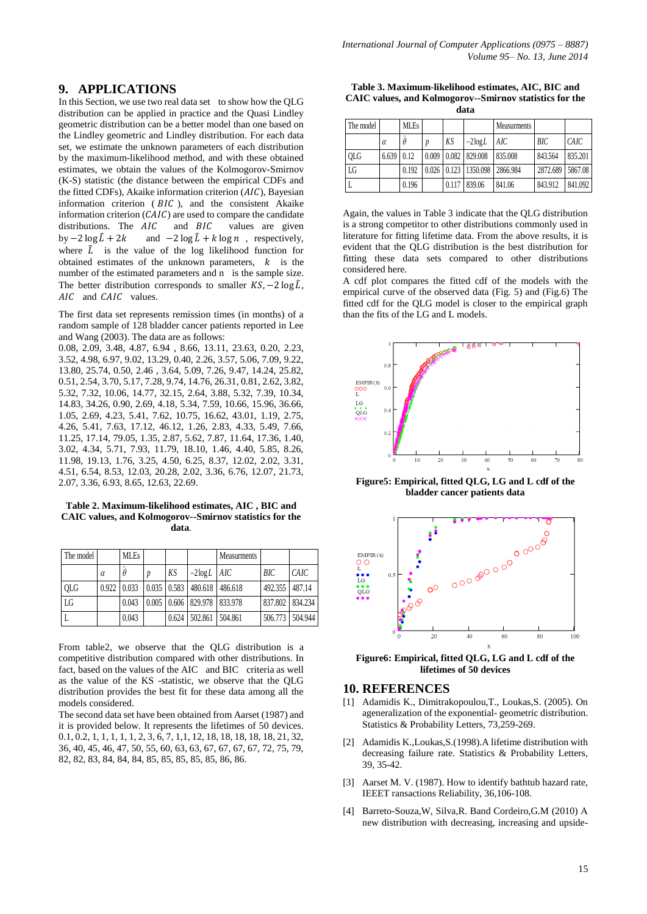## 9. APPLICATIONS

In this Section, we use two real data set to show how the QLG distribution can be applied in practice and the Quasi Lindley geometric distribution can be a better model than one based on the Lindley geometric and Lindley distribution. For each data set, we estimate the unknown parameters of each distribution by the maximum-likelihood method, and with these obtained estimates, we obtain the values of the Kolmogorov-Smirnov (K-S) statistic (the distance between the empirical CDFs and the fitted CDFs), Akaike information criterion ($AIC$), Bayesian information criterion ($BIC$), and the consistent Akaike information criterion ($CAIC$) are used to compare the candidate distributions. The $AIC$ and $BIC$ values are given by $-2\log\hat{L}+2k$ and $-2\log\hat{L}+k\log n$, respectively, where $\hat{L}$ is the value of the log likelihood function for obtained estimates of the unknown parameters, $k$ is the number of the estimated parameters and n is the sample size. The better distribution corresponds to smaller $KS, -2\log\hat{L}$, $AIC$ and $CAIC$ values.

The first data set represents remission times (in months) of a random sample of 128 bladder cancer patients reported in Lee and Wang (2003). The data are as follows:

0.08, 2.09, 3.48, 4.87, 6.94 , 8.66, 13.11, 23.63, 0.20, 2.23, 3.52, 4.98, 6.97, 9.02, 13.29, 0.40, 2.26, 3.57, 5.06, 7.09, 9.22, 13.80, 25.74, 0.50, 2.46 , 3.64, 5.09, 7.26, 9.47, 14.24, 25.82, 0.51, 2.54, 3.70, 5.17, 7.28, 9.74, 14.76, 26.31, 0.81, 2.62, 3.82, 5.32, 7.32, 10.06, 14.77, 32.15, 2.64, 3.88, 5.32, 7.39, 10.34, 14.83, 34.26, 0.90, 2.69, 4.18, 5.34, 7.59, 10.66, 15.96, 36.66, 1.05, 2.69, 4.23, 5.41, 7.62, 10.75, 16.62, 43.01, 1.19, 2.75, 4.26, 5.41, 7.63, 17.12, 46.12, 1.26, 2.83, 4.33, 5.49, 7.66, 11.25, 17.14, 79.05, 1.35, 2.87, 5.62, 7.87, 11.64, 17.36, 1.40, 3.02, 4.34, 5.71, 7.93, 11.79, 18.10, 1.46, 4.40, 5.85, 8.26, 11.98, 19.13, 1.76, 3.25, 4.50, 6.25, 8.37, 12.02, 2.02, 3.31, 4.51, 6.54, 8.53, 12.03, 20.28, 2.02, 3.36, 6.76, 12.07, 21.73, 2.07, 3.36, 6.93, 8.65, 12.63, 22.69.

**Table 2. Maximum-likelihood estimates, AIC , BIC and CAIC values, and Kolmogorov--Smirnov statistics for the data.**

| The model | MLEs | | | | Measurments | | | |
|---|---|---|---|---|---|---|---|---|
| | $\alpha$ | $\hat{\theta}$ | $p$ | $KS$ | $-2\log L$ | $AIC$ | $BIC$ | $CAIC$ |
| QLG | 0.922 | 0.033 | 0.035 | 0.583 | 480.618 | 486.618 | 492.355 | 487.14 |
| LG | | 0.043 | 0.005 | 0.606 | 829.978 | 833.978 | 837.802 | 834.234 |
| L | | 0.043 | | 0.624 | 502.861 | 504.861 | 506.773 | 504.944 |

From table2, we observe that the QLG distribution is a competitive distribution compared with other distributions. In fact, based on the values of the AIC and BIC criteria as well as the value of the KS -statistic, we observe that the QLG distribution provides the best fit for these data among all the models considered.

The second data set have been obtained from Aarset (1987) and it is provided below. It represents the lifetimes of 50 devices.

0.1, 0.2, 1, 1, 1, 1, 1, 2, 3, 6, 7, 1,1, 12, 18, 18, 18, 18, 18, 21, 32, 36, 40, 45, 46, 47, 50, 55, 60, 63, 63, 67, 67, 67, 67, 72, 75, 79, 82, 82, 83, 84, 84, 84, 85, 85, 85, 85, 85, 86, 86.

**Table 3. Maximum-likelihood estimates, AIC, BIC and CAIC values, and Kolmogorov--Smirnov statistics for the data**

| The model | MLEs | | | | Measurments | | | |
|---|---|---|---|---|---|---|---|---|
| | $\alpha$ | $\hat{\theta}$ | $p$ | $KS$ | $-2\log L$ | $AIC$ | $BIC$ | $CAIC$ |
| QLG | 6.639 | 0.12 | 0.009 | 0.082 | 829.008 | 835.008 | 843.564 | 835.201 |
| LG | | 0.192 | 0.026 | 0.123 | 1350.098 | 2866.984 | 2872.689 | 5867.08 |
| L | | 0.196 | | 0.117 | 839.06 | 841.06 | 843.912 | 841.092 |

Again, the values in Table 3 indicate that the QLG distribution is a strong competitor to other distributions commonly used in literature for fitting lifetime data. From the above results, it is evident that the QLG distribution is the best distribution for fitting these data sets compared to other distributions considered here.

A cdf plot compares the fitted cdf of the models with the empirical curve of the observed data (Fig. 5) and (Fig.6) The fitted cdf for the QLG model is closer to the empirical graph than the fits of the LG and L models.

**Figure5: Empirical, fitted QLG, LG and L cdf of the bladder cancer patients data**

**Figure6: Empirical, fitted QLG, LG and L cdf of the lifetimes of 50 devices**

## 10. REFERENCES

[1] Adamidis K., Dimitrakopoulou,T., Loukas,S. (2005). On ageneralization of the exponential- geometric distribution. Statistics & Probability Letters, 73,259-269.

[2] Adamidis K.,Loukas,S.(1998).A lifetime distribution with decreasing failure rate. Statistics & Probability Letters, 39, 35-42.

[3] Aarset M. V. (1987). How to identify bathtub hazard rate, IEEET ransactions Reliability, 36,106-108.

[4] Barreto-Souza,W, Silva,R. Band Cordeiro,G.M (2010) A new distribution with decreasing, increasing and upside-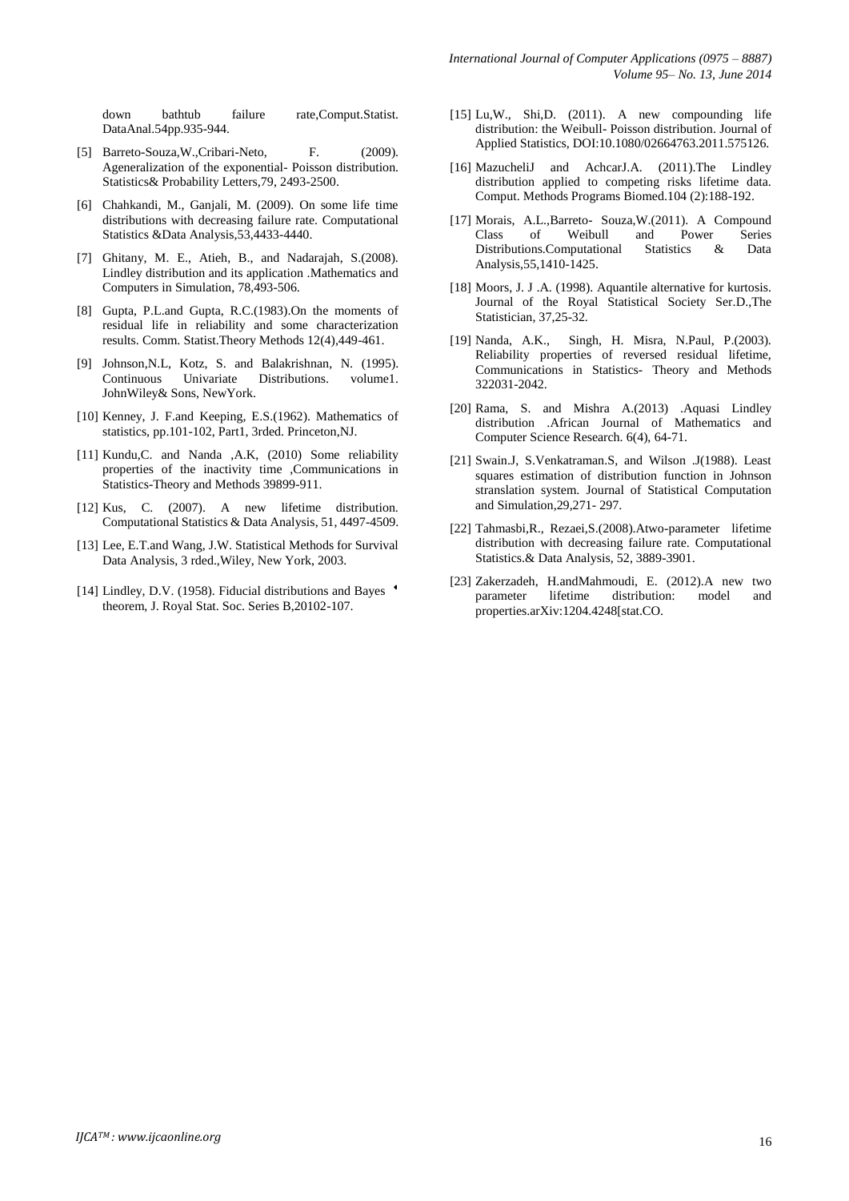down bathtub failure rate,Comput.Statist. DataAnal.54pp.935-944.

[5] Barreto-Souza,W.,Cribari-Neto, F. (2009). Ageneralization of the exponential- Poisson distribution. Statistics& Probability Letters,79, 2493-2500.

[6] Chahkandi, M., Ganjali, M. (2009). On some life time distributions with decreasing failure rate. Computational Statistics &Data Analysis,53,4433-4440.

[7] Ghitany, M. E., Atieh, B., and Nadarajah, S.(2008). Lindley distribution and its application .Mathematics and Computers in Simulation, 78,493-506.

[8] Gupta, P.L.and Gupta, R.C.(1983).On the moments of residual life in reliability and some characterization results. Comm. Statist.Theory Methods 12(4),449-461.

[9] Johnson,N.L, Kotz, S. and Balakrishnan, N. (1995). Continuous Univariate Distributions. volume1. JohnWiley& Sons, NewYork.

[10] Kenney, J. F.and Keeping, E.S.(1962). Mathematics of statistics, pp.101-102, Part1, 3rded. Princeton,NJ.

[11] Kundu,C. and Nanda ,A.K, (2010) Some reliability properties of the inactivity time ,Communications in Statistics-Theory and Methods 39899-911.

[12] Kus, C. (2007). A new lifetime distribution. Computational Statistics & Data Analysis, 51, 4497-4509.

[13] Lee, E.T.and Wang, J.W. Statistical Methods for Survival Data Analysis, 3 rded.,Wiley, New York, 2003.

[14] Lindley, D.V. (1958). Fiducial distributions and Bayes theorem, J. Royal Stat. Soc. Series B,20102-107.

[15] Lu,W., Shi,D. (2011). A new compounding life distribution: the Weibull- Poisson distribution. Journal of Applied Statistics, DOI:10.1080/02664763.2011.575126.

[16] MazucheliJ and AchcarJ.A. (2011).The Lindley distribution applied to competing risks lifetime data. Comput. Methods Programs Biomed.104 (2):188-192.

[17] Morais, A.L.,Barreto- Souza,W.(2011). A Compound Class of Weibull and Power Series Distributions.Computational Statistics & Data Analysis,55,1410-1425.

[18] Moors, J. J .A. (1998). Aquantile alternative for kurtosis. Journal of the Royal Statistical Society Ser.D.,The Statistician, 37,25-32.

[19] Nanda, A.K., Singh, H. Misra, N.Paul, P.(2003). Reliability properties of reversed residual lifetime, Communications in Statistics- Theory and Methods 322031-2042.

[20] Rama, S. and Mishra A.(2013) .Aquasi Lindley distribution .African Journal of Mathematics and Computer Science Research. 6(4), 64-71.

[21] Swain.J, S.Venkatraman.S, and Wilson .J(1988). Least squares estimation of distribution function in Johnson stranslation system. Journal of Statistical Computation and Simulation,29,271- 297.

[22] Tahmasbi,R., Rezaei,S.(2008).Atwo-parameter lifetime distribution with decreasing failure rate. Computational Statistics.& Data Analysis, 52, 3889-3901.

[23] Zakerzadeh, H.andMahmoudi, E. (2012).A new two parameter lifetime distribution: model and properties.arXiv:1204.4248[stat.CO.